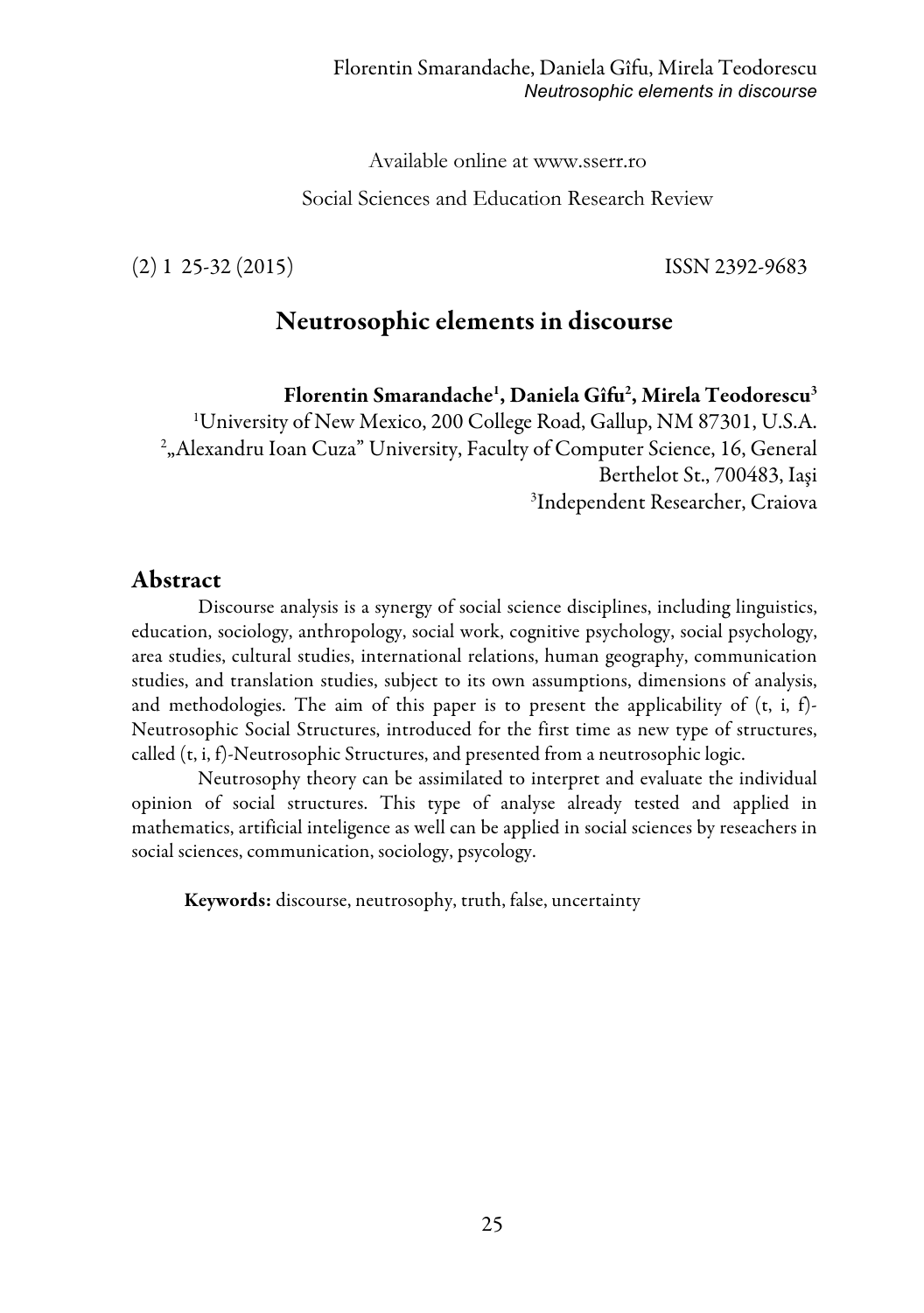Available online at www.sserr.ro

Social Sciences and Education Research Review

(2) 1 25-32 (2015) ISSN 2392-9683

# Neutrosophic elements in discourse

**Florentin Smarandache[1], Daniela Gîfu[2], Mirela Teodorescu[3]**

[1]University of New Mexico, 200 College Road, Gallup, NM 87301, U.S.A.

[2]„Alexandru Ioan Cuza" University, Faculty of Computer Science, 16, General Berthelot St., 700483, Iaşi

[3]Independent Researcher, Craiova

## Abstract

Discourse analysis is a synergy of social science disciplines, including linguistics, education, sociology, anthropology, social work, cognitive psychology, social psychology, area studies, cultural studies, international relations, human geography, communication studies, and translation studies, subject to its own assumptions, dimensions of analysis, and methodologies. The aim of this paper is to present the applicability of (t, i, f)-Neutrosophic Social Structures, introduced for the first time as new type of structures, called (t, i, f)-Neutrosophic Structures, and presented from a neutrosophic logic.

Neutrosophy theory can be assimilated to interpret and evaluate the individual opinion of social structures. This type of analyse already tested and applied in mathematics, artificial inteligence as well can be applied in social sciences by reseachers in social sciences, communication, sociology, psycology.

**Keywords:** discourse, neutrosophy, truth, false, uncertainty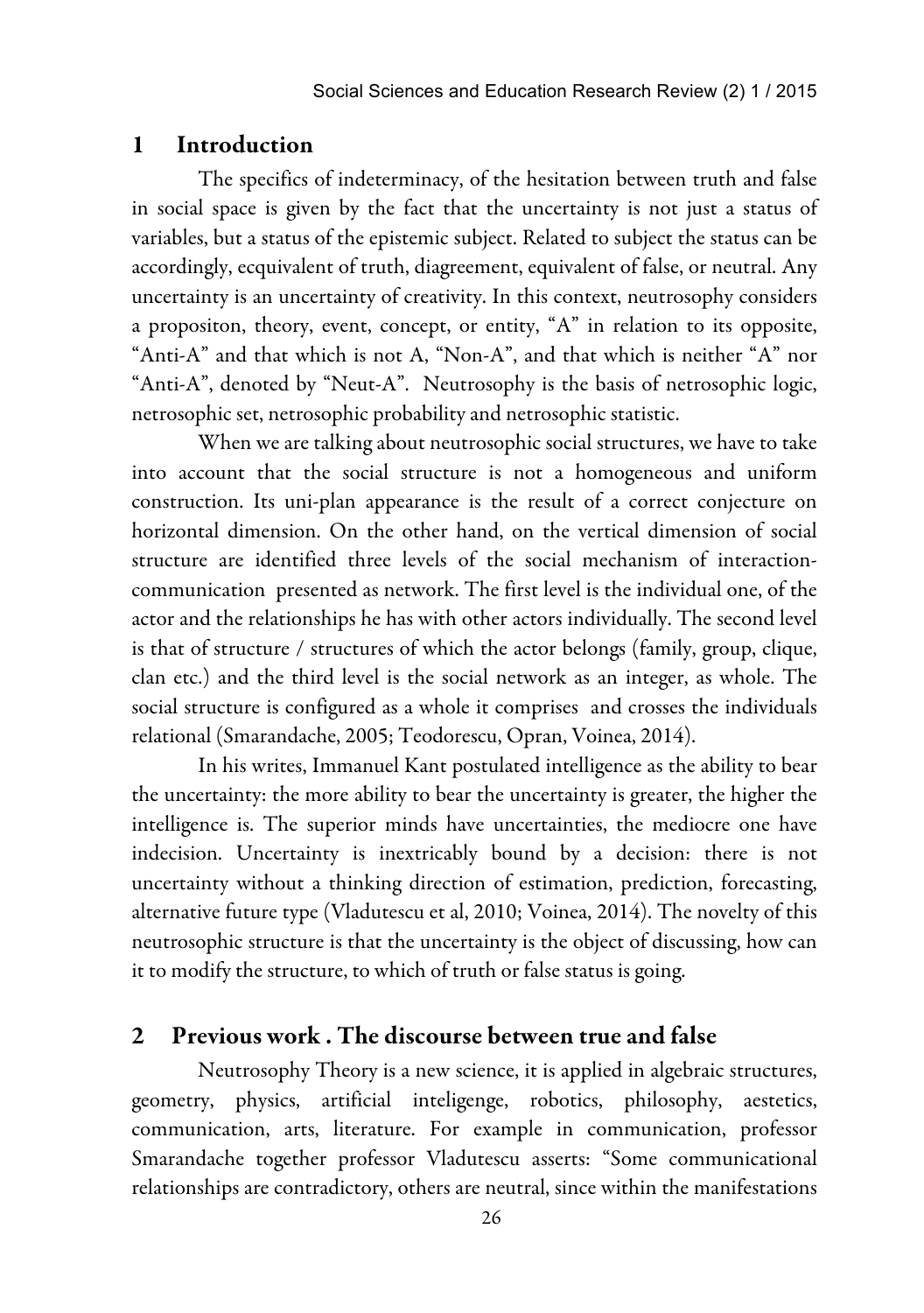## 1 Introduction

The specifics of indeterminacy, of the hesitation between truth and false in social space is given by the fact that the uncertainty is not just a status of variables, but a status of the epistemic subject. Related to subject the status can be accordingly, ecquivalent of truth, diagreement, equivalent of false, or neutral. Any uncertainty is an uncertainty of creativity. In this context, neutrosophy considers a propositon, theory, event, concept, or entity, "A" in relation to its opposite, "Anti-A" and that which is not A, "Non-A", and that which is neither "A" nor "Anti-A", denoted by "Neut-A". Neutrosophy is the basis of netrosophic logic, netrosophic set, netrosophic probability and netrosophic statistic.

When we are talking about neutrosophic social structures, we have to take into account that the social structure is not a homogeneous and uniform construction. Its uni-plan appearance is the result of a correct conjecture on horizontal dimension. On the other hand, on the vertical dimension of social structure are identified three levels of the social mechanism of interaction-communication presented as network. The first level is the individual one, of the actor and the relationships he has with other actors individually. The second level is that of structure / structures of which the actor belongs (family, group, clique, clan etc.) and the third level is the social network as an integer, as whole. The social structure is configured as a whole it comprises and crosses the individuals relational (Smarandache, 2005; Teodorescu, Opran, Voinea, 2014).

In his writes, Immanuel Kant postulated intelligence as the ability to bear the uncertainty: the more ability to bear the uncertainty is greater, the higher the intelligence is. The superior minds have uncertainties, the mediocre one have indecision. Uncertainty is inextricably bound by a decision: there is not uncertainty without a thinking direction of estimation, prediction, forecasting, alternative future type (Vladutescu et al, 2010; Voinea, 2014). The novelty of this neutrosophic structure is that the uncertainty is the object of discussing, how can it to modify the structure, to which of truth or false status is going.

## 2 Previous work . The discourse between true and false

Neutrosophy Theory is a new science, it is applied in algebraic structures, geometry, physics, artificial inteligenge, robotics, philosophy, aestetics, communication, arts, literature. For example in communication, professor Smarandache together professor Vladutescu asserts: "Some communicational relationships are contradictory, others are neutral, since within the manifestations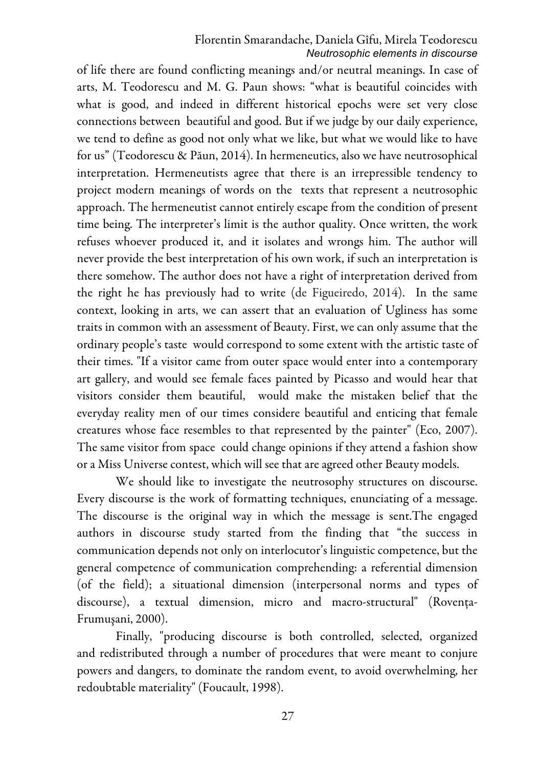of life there are found conflicting meanings and/or neutral meanings. In case of arts, M. Teodorescu and M. G. Paun shows: "what is beautiful coincides with what is good, and indeed in different historical epochs were set very close connections between beautiful and good. But if we judge by our daily experience, we tend to define as good not only what we like, but what we would like to have for us" (Teodorescu & Păun, 2014). In hermeneutics, also we have neutrosophical interpretation. Hermeneutists agree that there is an irrepressible tendency to project modern meanings of words on the texts that represent a neutrosophic approach. The hermeneutist cannot entirely escape from the condition of present time being. The interpreter's limit is the author quality. Once written, the work refuses whoever produced it, and it isolates and wrongs him. The author will never provide the best interpretation of his own work, if such an interpretation is there somehow. The author does not have a right of interpretation derived from the right he has previously had to write (de Figueiredo, 2014). In the same context, looking in arts, we can assert that an evaluation of Ugliness has some traits in common with an assessment of Beauty. First, we can only assume that the ordinary people's taste would correspond to some extent with the artistic taste of their times. "If a visitor came from outer space would enter into a contemporary art gallery, and would see female faces painted by Picasso and would hear that visitors consider them beautiful, would make the mistaken belief that the everyday reality men of our times considere beautiful and enticing that female creatures whose face resembles to that represented by the painter" (Eco, 2007). The same visitor from space could change opinions if they attend a fashion show or a Miss Universe contest, which will see that are agreed other Beauty models.

We should like to investigate the neutrosophy structures on discourse. Every discourse is the work of formatting techniques, enunciating of a message. The discourse is the original way in which the message is sent.The engaged authors in discourse study started from the finding that "the success in communication depends not only on interlocutor's linguistic competence, but the general competence of communication comprehending: a referential dimension (of the field); a situational dimension (interpersonal norms and types of discourse), a textual dimension, micro and macro-structural" (Rovența-Frumușani, 2000).

Finally, "producing discourse is both controlled, selected, organized and redistributed through a number of procedures that were meant to conjure powers and dangers, to dominate the random event, to avoid overwhelming, her redoubtable materiality" (Foucault, 1998).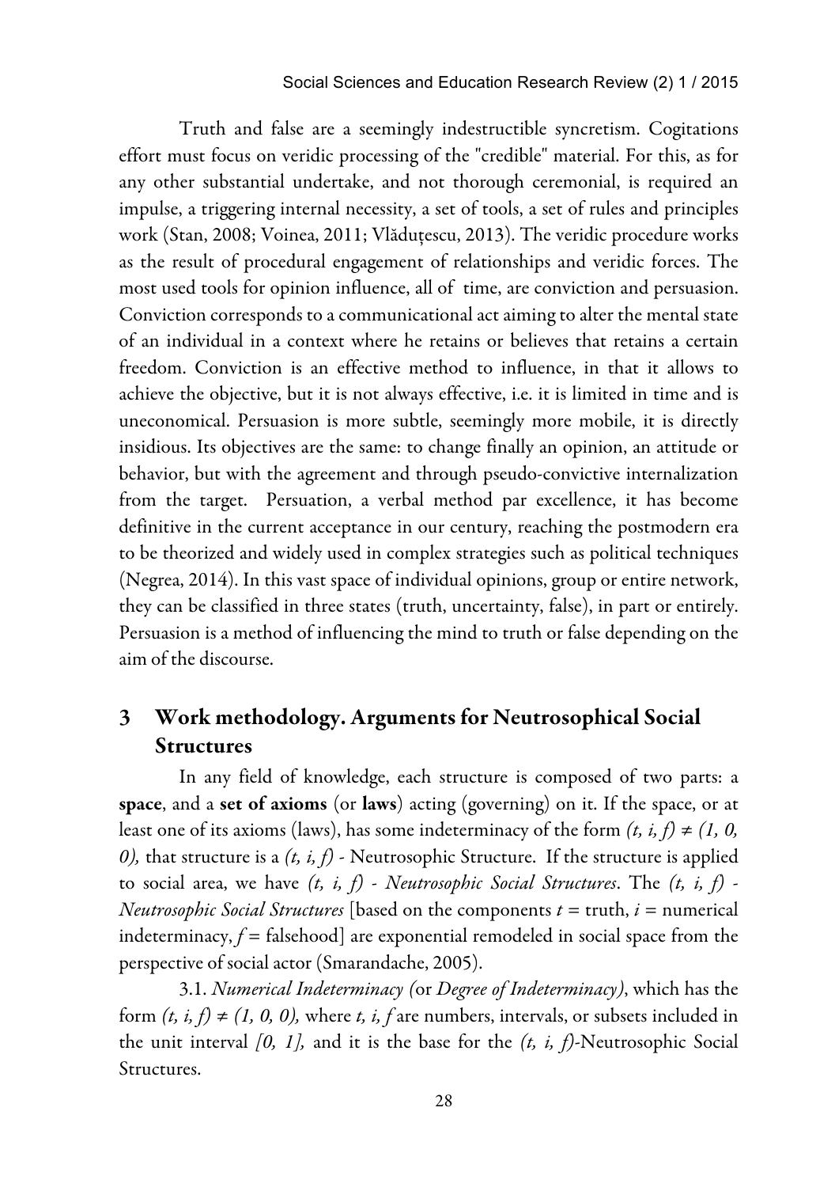Truth and false are a seemingly indestructible syncretism. Cogitations effort must focus on veridic processing of the "credible" material. For this, as for any other substantial undertake, and not thorough ceremonial, is required an impulse, a triggering internal necessity, a set of tools, a set of rules and principles work (Stan, 2008; Voinea, 2011; Vlăduțescu, 2013). The veridic procedure works as the result of procedural engagement of relationships and veridic forces. The most used tools for opinion influence, all of time, are conviction and persuasion. Conviction corresponds to a communicational act aiming to alter the mental state of an individual in a context where he retains or believes that retains a certain freedom. Conviction is an effective method to influence, in that it allows to achieve the objective, but it is not always effective, i.e. it is limited in time and is uneconomical. Persuasion is more subtle, seemingly more mobile, it is directly insidious. Its objectives are the same: to change finally an opinion, an attitude or behavior, but with the agreement and through pseudo-convictive internalization from the target. Persuation, a verbal method par excellence, it has become definitive in the current acceptance in our century, reaching the postmodern era to be theorized and widely used in complex strategies such as political techniques (Negrea, 2014). In this vast space of individual opinions, group or entire network, they can be classified in three states (truth, uncertainty, false), in part or entirely. Persuasion is a method of influencing the mind to truth or false depending on the aim of the discourse.

## 3 Work methodology. Arguments for Neutrosophical Social Structures

In any field of knowledge, each structure is composed of two parts: a **space**, and a **set of axioms** (or **laws**) acting (governing) on it. If the space, or at least one of its axioms (laws), has some indeterminacy of the form $(t, i, f) \neq (1, 0, 0)$, that structure is a $(t, i, f)$ - Neutrosophic Structure. If the structure is applied to social area, we have *$(t, i, f)$ - Neutrosophic Social Structures*. The *$(t, i, f)$ - Neutrosophic Social Structures* [based on the components $t$ = truth, $i$ = numerical indeterminacy, $f$ = falsehood] are exponential remodeled in social space from the perspective of social actor (Smarandache, 2005).

3.1. *Numerical Indeterminacy (*or *Degree of Indeterminacy)*, which has the form $(t, i, f) \neq (1, 0, 0)$, where $t, i, f$ are numbers, intervals, or subsets included in the unit interval $[0, 1]$, and it is the base for the $(t, i, f)$-Neutrosophic Social Structures.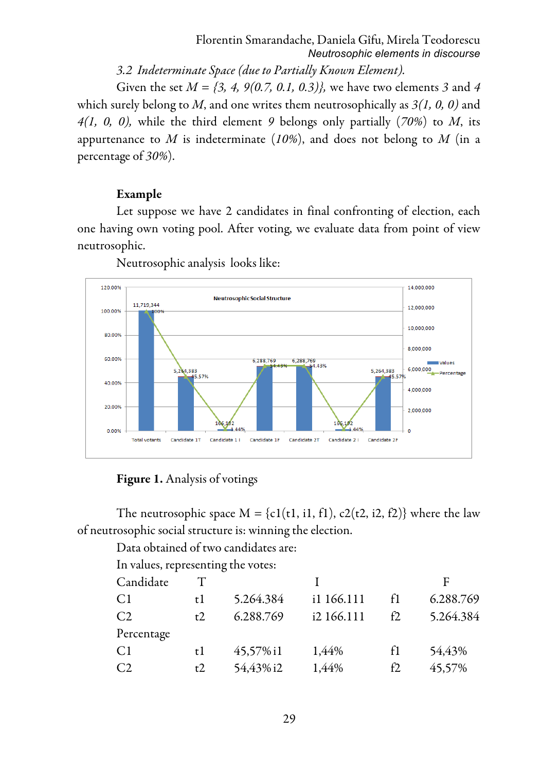### 3.2 *Indeterminate Space (due to Partially Known Element).*

Given the set $M = \{3, 4, 9(0.7, 0.1, 0.3)\}$, we have two elements $3$ and $4$ which surely belong to $M$, and one writes them neutrosophically as $3(1, 0, 0)$ and $4(1, 0, 0)$, while the third element $9$ belongs only partially ($70\%$) to $M$, its appurtenance to $M$ is indeterminate ($10\%$), and does not belong to $M$ (in a percentage of $30\%$).

**Example**

Let suppose we have 2 candidates in final confronting of election, each one having own voting pool. After voting, we evaluate data from point of view neutrosophic.

Neutrosophic analysis looks like:

**Figure 1.** Analysis of votings

The neutrosophic space M = {c1(t1, i1, f1), c2(t2, i2, f2)} where the law of neutrosophic social structure is: winning the election.

Data obtained of two candidates are:

In values, representing the votes:

| Candidate | T | | I | | F |
|---|---|---|---|---|---|
| C1 | t1 | 5.264.384 | i1 166.111 | f1 | 6.288.769 |
| C2 | t2 | 6.288.769 | i2 166.111 | f2 | 5.264.384 |
| Percentage | | | | | |
| C1 | t1 | 45,57% i1 | 1,44% | f1 | 54,43% |
| C2 | t2 | 54,43% i2 | 1,44% | f2 | 45,57% |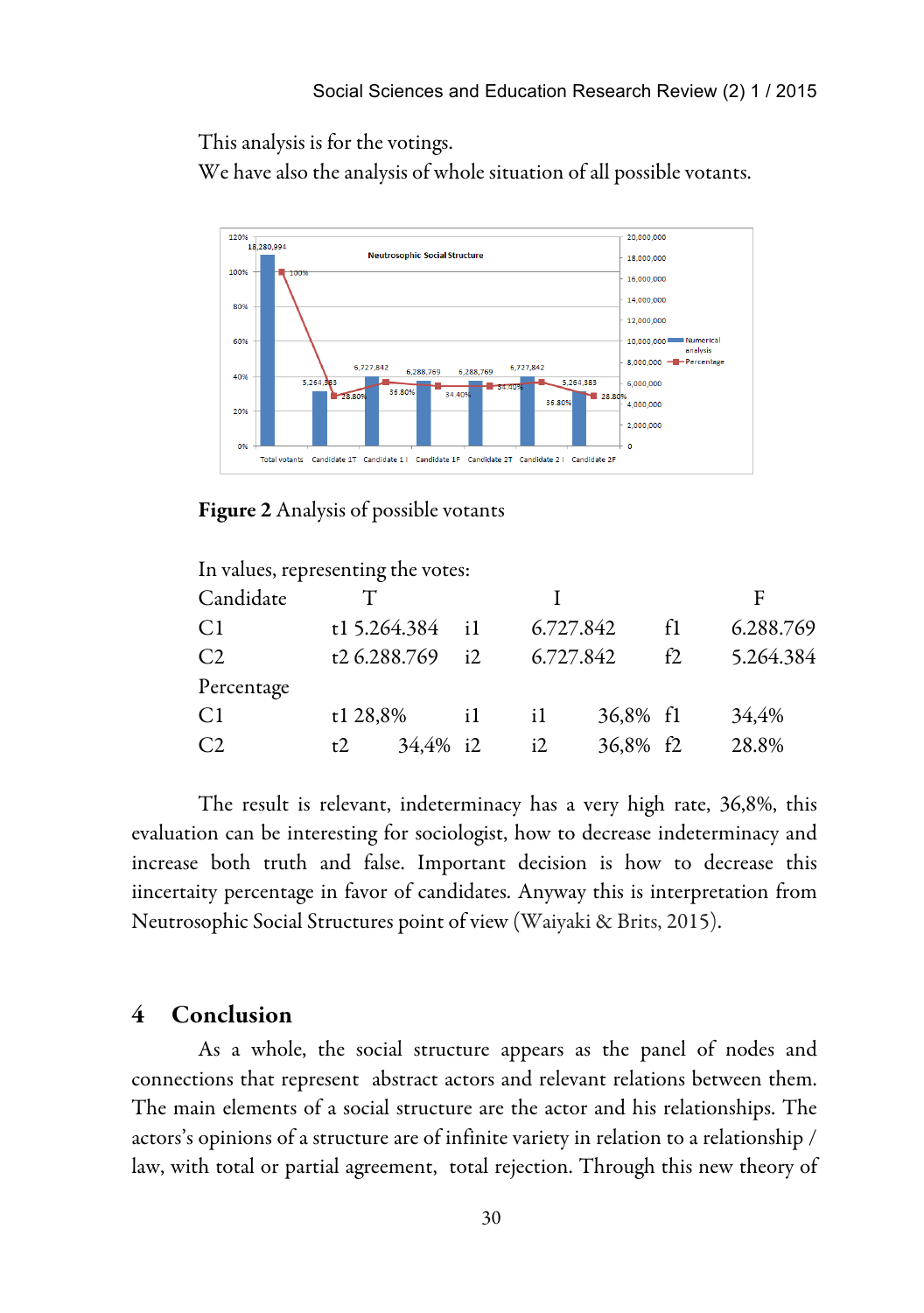This analysis is for the votings.

We have also the analysis of whole situation of all possible votants.

**Figure 2** Analysis of possible votants

In values, representing the votes:

| Candidate | T | | I | | F |
|---|---|---|---|---|---|
| C1 | t1 5.264.384 | i1 | 6.727.842 | f1 | 6.288.769 |
| C2 | t2 6.288.769 | i2 | 6.727.842 | f2 | 5.264.384 |
| Percentage | | | | | |
| C1 | t1 28,8% | i1 | i1 36,8% | f1 | 34,4% |
| C2 | t2 34,4% | i2 | i2 36,8% | f2 | 28.8% |

The result is relevant, indeterminacy has a very high rate, 36,8%, this evaluation can be interesting for sociologist, how to decrease indeterminacy and increase both truth and false. Important decision is how to decrease this iincertaity percentage in favor of candidates. Anyway this is interpretation from Neutrosophic Social Structures point of view (Waiyaki & Brits, 2015).

## 4 Conclusion

As a whole, the social structure appears as the panel of nodes and connections that represent abstract actors and relevant relations between them. The main elements of a social structure are the actor and his relationships. The actors's opinions of a structure are of infinite variety in relation to a relationship / law, with total or partial agreement, total rejection. Through this new theory of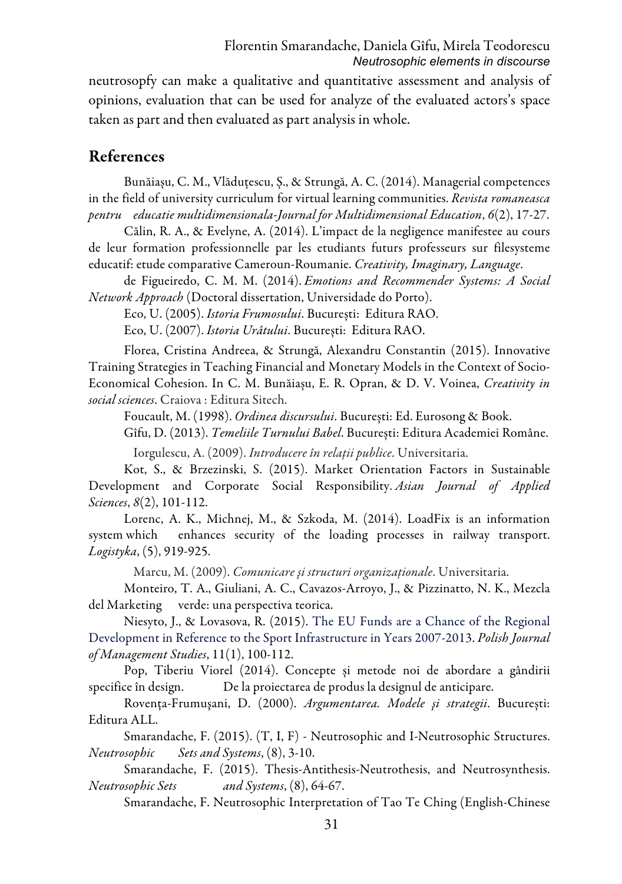neutrosopfy can make a qualitative and quantitative assessment and analysis of opinions, evaluation that can be used for analyze of the evaluated actors's space taken as part and then evaluated as part analysis in whole.

## References

Bunăiașu, C. M., Vlăduțescu, Ș., & Strungă, A. C. (2014). Managerial competences in the field of university curriculum for virtual learning communities. *Revista romaneasca pentru educatie multidimensionala-Journal for Multidimensional Education*, *6*(2), 17-27.

Călin, R. A., & Evelyne, A. (2014). L'impact de la negligence manifestee au cours de leur formation professionnelle par les etudiants futurs professeurs sur filesysteme educatif: etude comparative Cameroun-Roumanie. *Creativity, Imaginary, Language*.

de Figueiredo, C. M. M. (2014). *Emotions and Recommender Systems: A Social Network Approach* (Doctoral dissertation, Universidade do Porto).

Eco, U. (2005). *Istoria Frumosului*. București: Editura RAO.

Eco, U. (2007). *Istoria Urâtului*. București: Editura RAO.

Florea, Cristina Andreea, & Strungă, Alexandru Constantin (2015). Innovative Training Strategies in Teaching Financial and Monetary Models in the Context of Socio-Economical Cohesion. In C. M. Bunăiașu, E. R. Opran, & D. V. Voinea, *Creativity in social sciences*. Craiova : Editura Sitech.

Foucault, M. (1998). *Ordinea discursului*. București: Ed. Eurosong & Book.

Gîfu, D. (2013). *Temeliile Turnului Babel*. București: Editura Academiei Române.

Iorgulescu, A. (2009). *Introducere în relații publice*. Universitaria.

Kot, S., & Brzezinski, S. (2015). Market Orientation Factors in Sustainable Development and Corporate Social Responsibility. *Asian Journal of Applied Sciences*, *8*(2), 101-112.

Lorenc, A. K., Michnej, M., & Szkoda, M. (2014). LoadFix is an information system which enhances security of the loading processes in railway transport. *Logistyka*, (5), 919-925.

Marcu, M. (2009). *Comunicare și structuri organizaționale*. Universitaria.

Monteiro, T. A., Giuliani, A. C., Cavazos-Arroyo, J., & Pizzinatto, N. K., Mezcla del Marketing verde: una perspectiva teorica.

Niesyto, J., & Lovasova, R. (2015). The EU Funds are a Chance of the Regional Development in Reference to the Sport Infrastructure in Years 2007-2013. *Polish Journal of Management Studies*, 11(1), 100-112.

Pop, Tiberiu Viorel (2014). Concepte și metode noi de abordare a gândirii specifice în design. De la proiectarea de produs la designul de anticipare.

Rovența-Frumușani, D. (2000). *Argumentarea. Modele și strategii*. București: Editura ALL.

Smarandache, F. (2015). (T, I, F) - Neutrosophic and I-Neutrosophic Structures. *Neutrosophic Sets and Systems*, (8), 3-10.

Smarandache, F. (2015). Thesis-Antithesis-Neutrothesis, and Neutrosynthesis. *Neutrosophic Sets and Systems*, (8), 64-67.

Smarandache, F. Neutrosophic Interpretation of Tao Te Ching (English-Chinese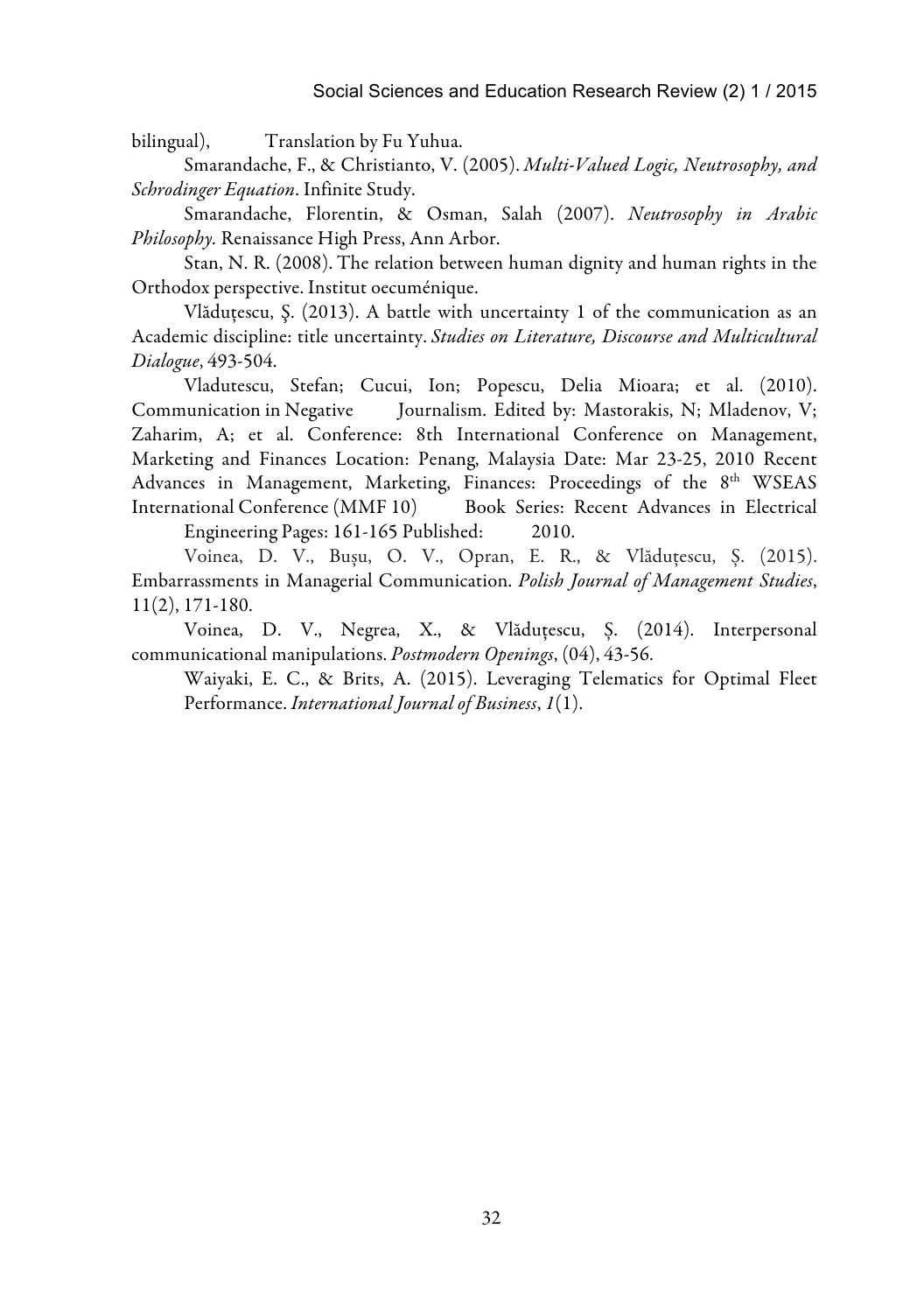bilingual), Translation by Fu Yuhua.

Smarandache, F., & Christianto, V. (2005). *Multi-Valued Logic, Neutrosophy, and Schrodinger Equation*. Infinite Study.

Smarandache, Florentin, & Osman, Salah (2007). *Neutrosophy in Arabic Philosophy.* Renaissance High Press, Ann Arbor.

Stan, N. R. (2008). The relation between human dignity and human rights in the Orthodox perspective. Institut oecuménique.

Vlăduțescu, Ş. (2013). A battle with uncertainty 1 of the communication as an Academic discipline: title uncertainty. *Studies on Literature, Discourse and Multicultural Dialogue*, 493-504.

Vladutescu, Stefan; Cucui, Ion; Popescu, Delia Mioara; et al. (2010). Communication in Negative Journalism. Edited by: Mastorakis, N; Mladenov, V; Zaharim, A; et al. Conference: 8th International Conference on Management, Marketing and Finances Location: Penang, Malaysia Date: Mar 23-25, 2010 Recent Advances in Management, Marketing, Finances: Proceedings of the 8th WSEAS International Conference (MMF 10) Book Series: Recent Advances in Electrical Engineering Pages: 161-165 Published: 2010.

Voinea, D. V., Bușu, O. V., Opran, E. R., & Vlăduțescu, Ș. (2015). Embarrassments in Managerial Communication. *Polish Journal of Management Studies*, 11(2), 171-180.

Voinea, D. V., Negrea, X., & Vlăduțescu, Ş. (2014). Interpersonal communicational manipulations. *Postmodern Openings*, (04), 43-56.

Waiyaki, E. C., & Brits, A. (2015). Leveraging Telematics for Optimal Fleet Performance. *International Journal of Business*, *1*(1).